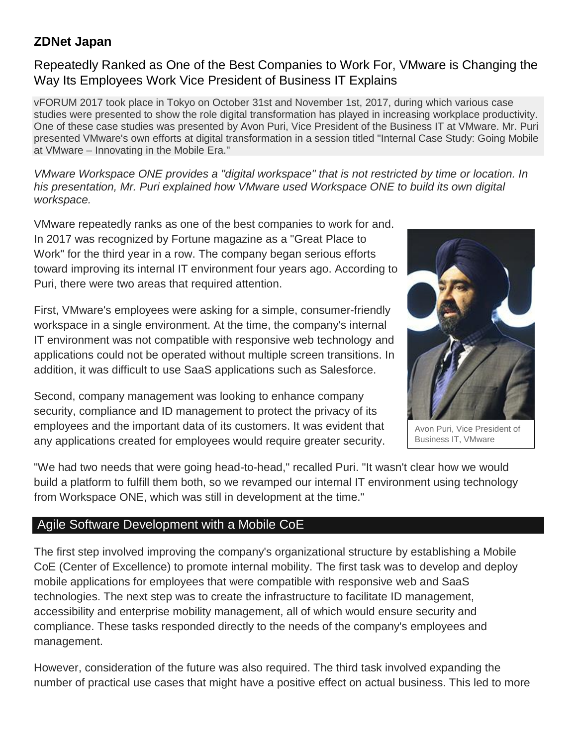**ZDNet Japan**

## Repeatedly Ranked as One of the Best Companies to Work For, VMware is Changing the Way Its Employees Work Vice President of Business IT Explains

vFORUM 2017 took place in Tokyo on October 31st and November 1st, 2017, during which various case studies were presented to show the role digital transformation has played in increasing workplace productivity. One of these case studies was presented by Avon Puri, Vice President of the Business IT at VMware. Mr. Puri presented VMware's own efforts at digital transformation in a session titled "Internal Case Study: Going Mobile at VMware – Innovating in the Mobile Era."

*VMware Workspace ONE provides a "digital workspace" that is not restricted by time or location. In his presentation, Mr. Puri explained how VMware used Workspace ONE to build its own digital workspace.*

VMware repeatedly ranks as one of the best companies to work for and. In 2017 was recognized by Fortune magazine as a "Great Place to Work" for the third year in a row. The company began serious efforts toward improving its internal IT environment four years ago. According to Puri, there were two areas that required attention.

First, VMware's employees were asking for a simple, consumer-friendly workspace in a single environment. At the time, the company's internal IT environment was not compatible with responsive web technology and applications could not be operated without multiple screen transitions. In addition, it was difficult to use SaaS applications such as Salesforce.

Second, company management was looking to enhance company security, compliance and ID management to protect the privacy of its employees and the important data of its customers. It was evident that any applications created for employees would require greater security.

Avon Puri, Vice President of Business IT, VMware

"We had two needs that were going head-to-head," recalled Puri. "It wasn't clear how we would build a platform to fulfill them both, so we revamped our internal IT environment using technology from Workspace ONE, which was still in development at the time."

### Agile Software Development with a Mobile CoE

The first step involved improving the company's organizational structure by establishing a Mobile CoE (Center of Excellence) to promote internal mobility. The first task was to develop and deploy mobile applications for employees that were compatible with responsive web and SaaS technologies. The next step was to create the infrastructure to facilitate ID management, accessibility and enterprise mobility management, all of which would ensure security and compliance. These tasks responded directly to the needs of the company's employees and management.

However, consideration of the future was also required. The third task involved expanding the number of practical use cases that might have a positive effect on actual business. This led to more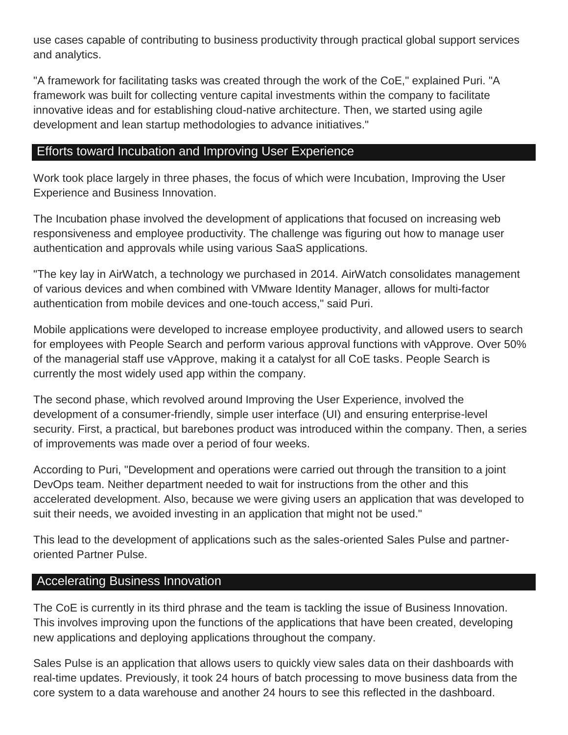use cases capable of contributing to business productivity through practical global support services and analytics.

"A framework for facilitating tasks was created through the work of the CoE," explained Puri. "A framework was built for collecting venture capital investments within the company to facilitate innovative ideas and for establishing cloud-native architecture. Then, we started using agile development and lean startup methodologies to advance initiatives."

## Efforts toward Incubation and Improving User Experience

Work took place largely in three phases, the focus of which were Incubation, Improving the User Experience and Business Innovation.

The Incubation phase involved the development of applications that focused on increasing web responsiveness and employee productivity. The challenge was figuring out how to manage user authentication and approvals while using various SaaS applications.

"The key lay in AirWatch, a technology we purchased in 2014. AirWatch consolidates management of various devices and when combined with VMware Identity Manager, allows for multi-factor authentication from mobile devices and one-touch access," said Puri.

Mobile applications were developed to increase employee productivity, and allowed users to search for employees with People Search and perform various approval functions with vApprove. Over 50% of the managerial staff use vApprove, making it a catalyst for all CoE tasks. People Search is currently the most widely used app within the company.

The second phase, which revolved around Improving the User Experience, involved the development of a consumer-friendly, simple user interface (UI) and ensuring enterprise-level security. First, a practical, but barebones product was introduced within the company. Then, a series of improvements was made over a period of four weeks.

According to Puri, "Development and operations were carried out through the transition to a joint DevOps team. Neither department needed to wait for instructions from the other and this accelerated development. Also, because we were giving users an application that was developed to suit their needs, we avoided investing in an application that might not be used."

This lead to the development of applications such as the sales-oriented Sales Pulse and partner-oriented Partner Pulse.

## Accelerating Business Innovation

The CoE is currently in its third phrase and the team is tackling the issue of Business Innovation. This involves improving upon the functions of the applications that have been created, developing new applications and deploying applications throughout the company.

Sales Pulse is an application that allows users to quickly view sales data on their dashboards with real-time updates. Previously, it took 24 hours of batch processing to move business data from the core system to a data warehouse and another 24 hours to see this reflected in the dashboard.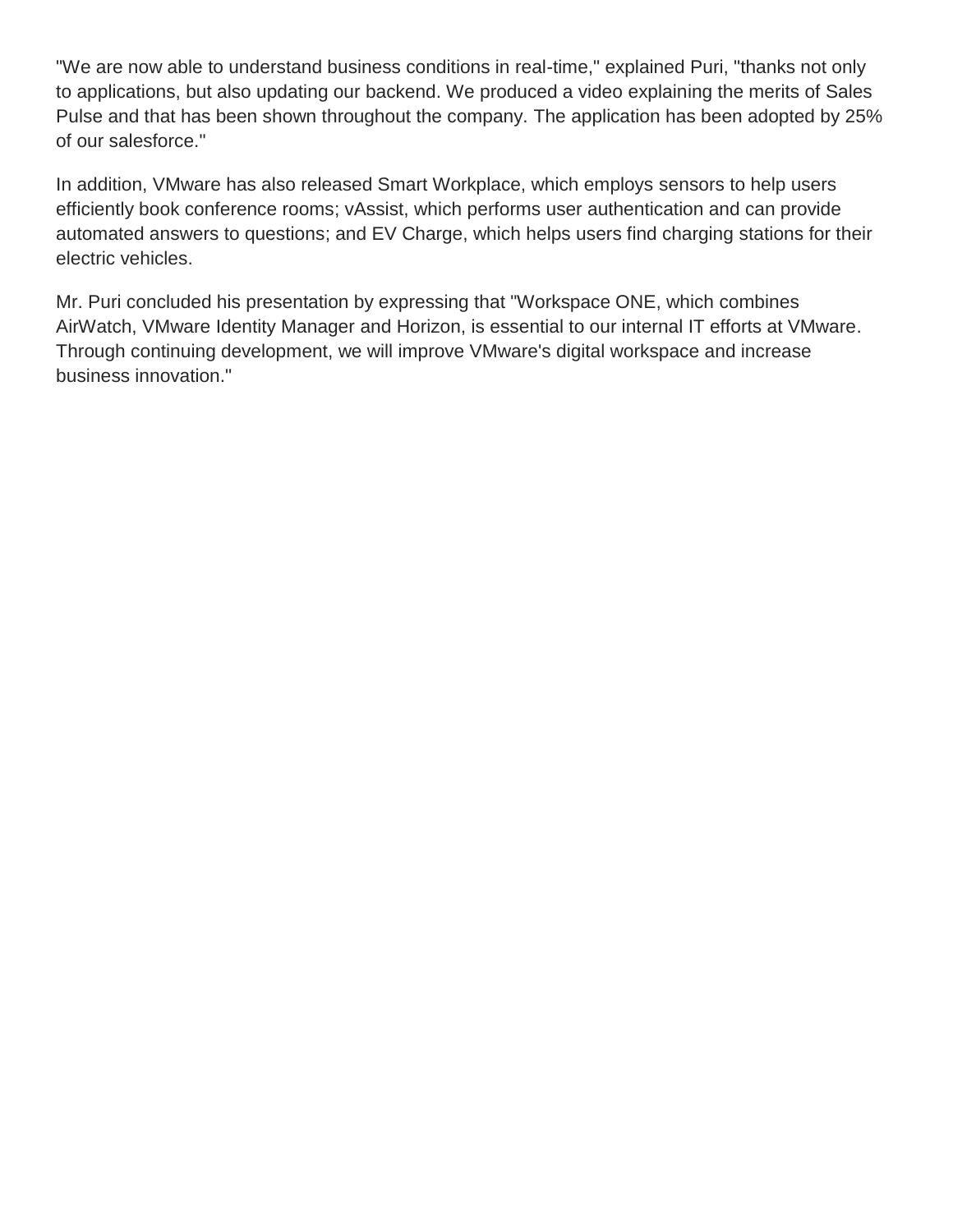"We are now able to understand business conditions in real-time," explained Puri, "thanks not only to applications, but also updating our backend. We produced a video explaining the merits of Sales Pulse and that has been shown throughout the company. The application has been adopted by 25% of our salesforce."

In addition, VMware has also released Smart Workplace, which employs sensors to help users efficiently book conference rooms; vAssist, which performs user authentication and can provide automated answers to questions; and EV Charge, which helps users find charging stations for their electric vehicles.

Mr. Puri concluded his presentation by expressing that "Workspace ONE, which combines AirWatch, VMware Identity Manager and Horizon, is essential to our internal IT efforts at VMware. Through continuing development, we will improve VMware's digital workspace and increase business innovation."